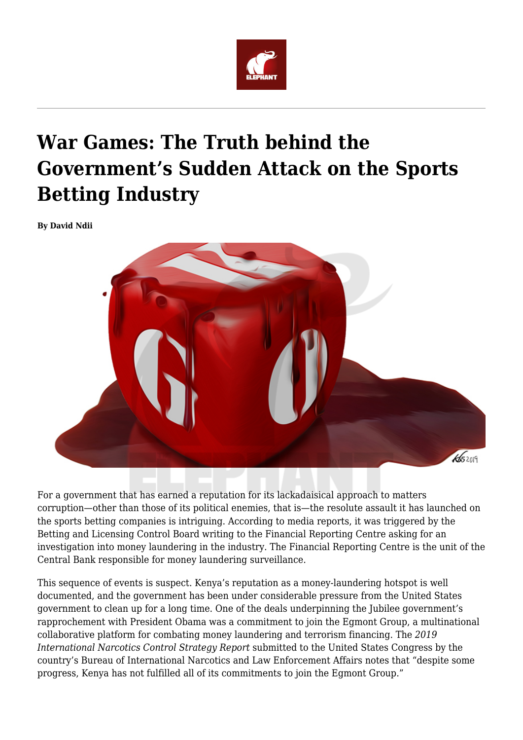# War Games: The Truth behind the Government's Sudden Attack on the Sports Betting Industry

**By David Ndii**

For a government that has earned a reputation for its lackadaisical approach to matters corruption—other than those of its political enemies, that is—the resolute assault it has launched on the sports betting companies is intriguing. According to media reports, it was triggered by the Betting and Licensing Control Board writing to the Financial Reporting Centre asking for an investigation into money laundering in the industry. The Financial Reporting Centre is the unit of the Central Bank responsible for money laundering surveillance.

This sequence of events is suspect. Kenya's reputation as a money-laundering hotspot is well documented, and the government has been under considerable pressure from the United States government to clean up for a long time. One of the deals underpinning the Jubilee government's rapprochement with President Obama was a commitment to join the Egmont Group, a multinational collaborative platform for combating money laundering and terrorism financing. The *2019 International Narcotics Control Strategy Report* submitted to the United States Congress by the country's Bureau of International Narcotics and Law Enforcement Affairs notes that "despite some progress, Kenya has not fulfilled all of its commitments to join the Egmont Group."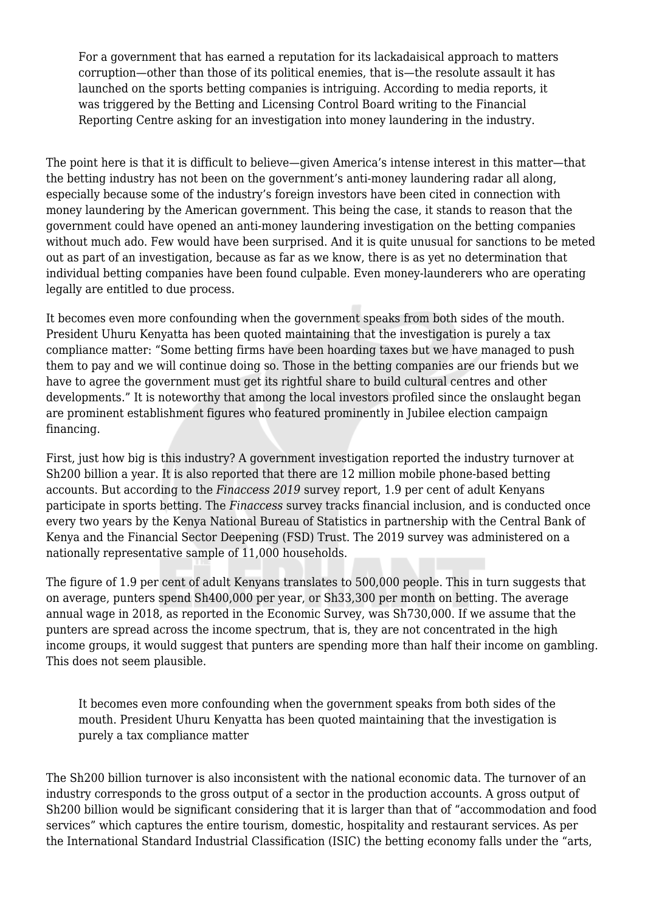> For a government that has earned a reputation for its lackadaisical approach to matters corruption—other than those of its political enemies, that is—the resolute assault it has launched on the sports betting companies is intriguing. According to media reports, it was triggered by the Betting and Licensing Control Board writing to the Financial Reporting Centre asking for an investigation into money laundering in the industry.

The point here is that it is difficult to believe—given America's intense interest in this matter—that the betting industry has not been on the government's anti-money laundering radar all along, especially because some of the industry's foreign investors have been cited in connection with money laundering by the American government. This being the case, it stands to reason that the government could have opened an anti-money laundering investigation on the betting companies without much ado. Few would have been surprised. And it is quite unusual for sanctions to be meted out as part of an investigation, because as far as we know, there is as yet no determination that individual betting companies have been found culpable. Even money-launderers who are operating legally are entitled to due process.

It becomes even more confounding when the government speaks from both sides of the mouth. President Uhuru Kenyatta has been quoted maintaining that the investigation is purely a tax compliance matter: "Some betting firms have been hoarding taxes but we have managed to push them to pay and we will continue doing so. Those in the betting companies are our friends but we have to agree the government must get its rightful share to build cultural centres and other developments." It is noteworthy that among the local investors profiled since the onslaught began are prominent establishment figures who featured prominently in Jubilee election campaign financing.

First, just how big is this industry? A government investigation reported the industry turnover at Sh200 billion a year. It is also reported that there are 12 million mobile phone-based betting accounts. But according to the *Finaccess 2019* survey report, 1.9 per cent of adult Kenyans participate in sports betting. The *Finaccess* survey tracks financial inclusion, and is conducted once every two years by the Kenya National Bureau of Statistics in partnership with the Central Bank of Kenya and the Financial Sector Deepening (FSD) Trust. The 2019 survey was administered on a nationally representative sample of 11,000 households.

The figure of 1.9 per cent of adult Kenyans translates to 500,000 people. This in turn suggests that on average, punters spend Sh400,000 per year, or Sh33,300 per month on betting. The average annual wage in 2018, as reported in the Economic Survey, was Sh730,000. If we assume that the punters are spread across the income spectrum, that is, they are not concentrated in the high income groups, it would suggest that punters are spending more than half their income on gambling. This does not seem plausible.

> It becomes even more confounding when the government speaks from both sides of the mouth. President Uhuru Kenyatta has been quoted maintaining that the investigation is purely a tax compliance matter

The Sh200 billion turnover is also inconsistent with the national economic data. The turnover of an industry corresponds to the gross output of a sector in the production accounts. A gross output of Sh200 billion would be significant considering that it is larger than that of "accommodation and food services" which captures the entire tourism, domestic, hospitality and restaurant services. As per the International Standard Industrial Classification (ISIC) the betting economy falls under the "arts,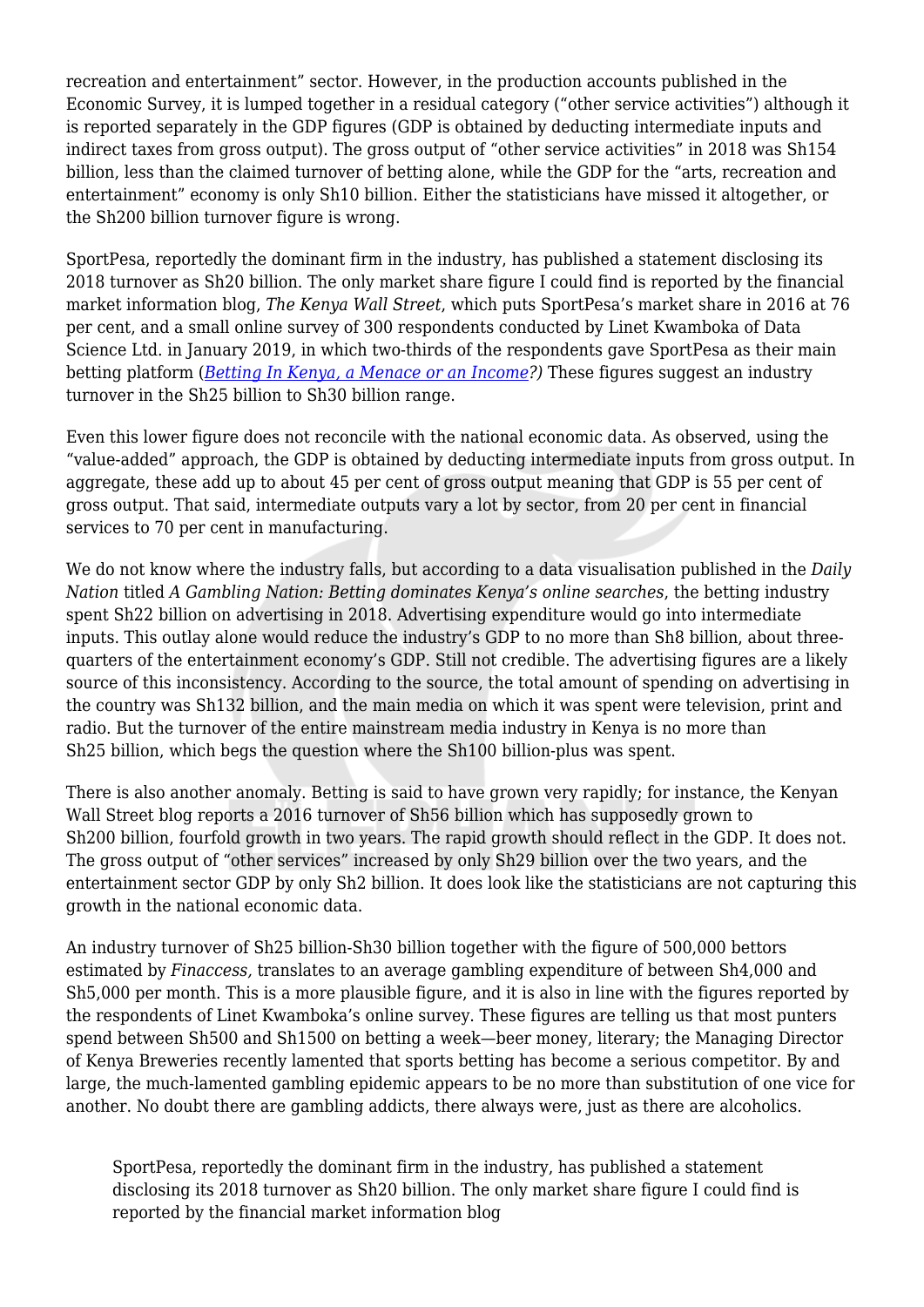recreation and entertainment" sector. However, in the production accounts published in the Economic Survey, it is lumped together in a residual category ("other service activities") although it is reported separately in the GDP figures (GDP is obtained by deducting intermediate inputs and indirect taxes from gross output). The gross output of "other service activities" in 2018 was Sh154 billion, less than the claimed turnover of betting alone, while the GDP for the "arts, recreation and entertainment" economy is only Sh10 billion. Either the statisticians have missed it altogether, or the Sh200 billion turnover figure is wrong.

SportPesa, reportedly the dominant firm in the industry, has published a statement disclosing its 2018 turnover as Sh20 billion. The only market share figure I could find is reported by the financial market information blog, *The Kenya Wall Street*, which puts SportPesa's market share in 2016 at 76 per cent, and a small online survey of 300 respondents conducted by Linet Kwamboka of Data Science Ltd. in January 2019, in which two-thirds of the respondents gave SportPesa as their main betting platform (*Betting In Kenya, a Menace or an Income?)* These figures suggest an industry turnover in the Sh25 billion to Sh30 billion range.

Even this lower figure does not reconcile with the national economic data. As observed, using the "value-added" approach, the GDP is obtained by deducting intermediate inputs from gross output. In aggregate, these add up to about 45 per cent of gross output meaning that GDP is 55 per cent of gross output. That said, intermediate outputs vary a lot by sector, from 20 per cent in financial services to 70 per cent in manufacturing.

We do not know where the industry falls, but according to a data visualisation published in the *Daily Nation* titled *A Gambling Nation: Betting dominates Kenya's online searches*, the betting industry spent Sh22 billion on advertising in 2018. Advertising expenditure would go into intermediate inputs. This outlay alone would reduce the industry's GDP to no more than Sh8 billion, about three-quarters of the entertainment economy's GDP. Still not credible. The advertising figures are a likely source of this inconsistency. According to the source, the total amount of spending on advertising in the country was Sh132 billion, and the main media on which it was spent were television, print and radio. But the turnover of the entire mainstream media industry in Kenya is no more than Sh25 billion, which begs the question where the Sh100 billion-plus was spent.

There is also another anomaly. Betting is said to have grown very rapidly; for instance, the Kenyan Wall Street blog reports a 2016 turnover of Sh56 billion which has supposedly grown to Sh200 billion, fourfold growth in two years. The rapid growth should reflect in the GDP. It does not. The gross output of "other services" increased by only Sh29 billion over the two years, and the entertainment sector GDP by only Sh2 billion. It does look like the statisticians are not capturing this growth in the national economic data.

An industry turnover of Sh25 billion-Sh30 billion together with the figure of 500,000 bettors estimated by *Finaccess,* translates to an average gambling expenditure of between Sh4,000 and Sh5,000 per month. This is a more plausible figure, and it is also in line with the figures reported by the respondents of Linet Kwamboka's online survey. These figures are telling us that most punters spend between Sh500 and Sh1500 on betting a week—beer money, literary; the Managing Director of Kenya Breweries recently lamented that sports betting has become a serious competitor. By and large, the much-lamented gambling epidemic appears to be no more than substitution of one vice for another. No doubt there are gambling addicts, there always were, just as there are alcoholics.

> SportPesa, reportedly the dominant firm in the industry, has published a statement disclosing its 2018 turnover as Sh20 billion. The only market share figure I could find is reported by the financial market information blog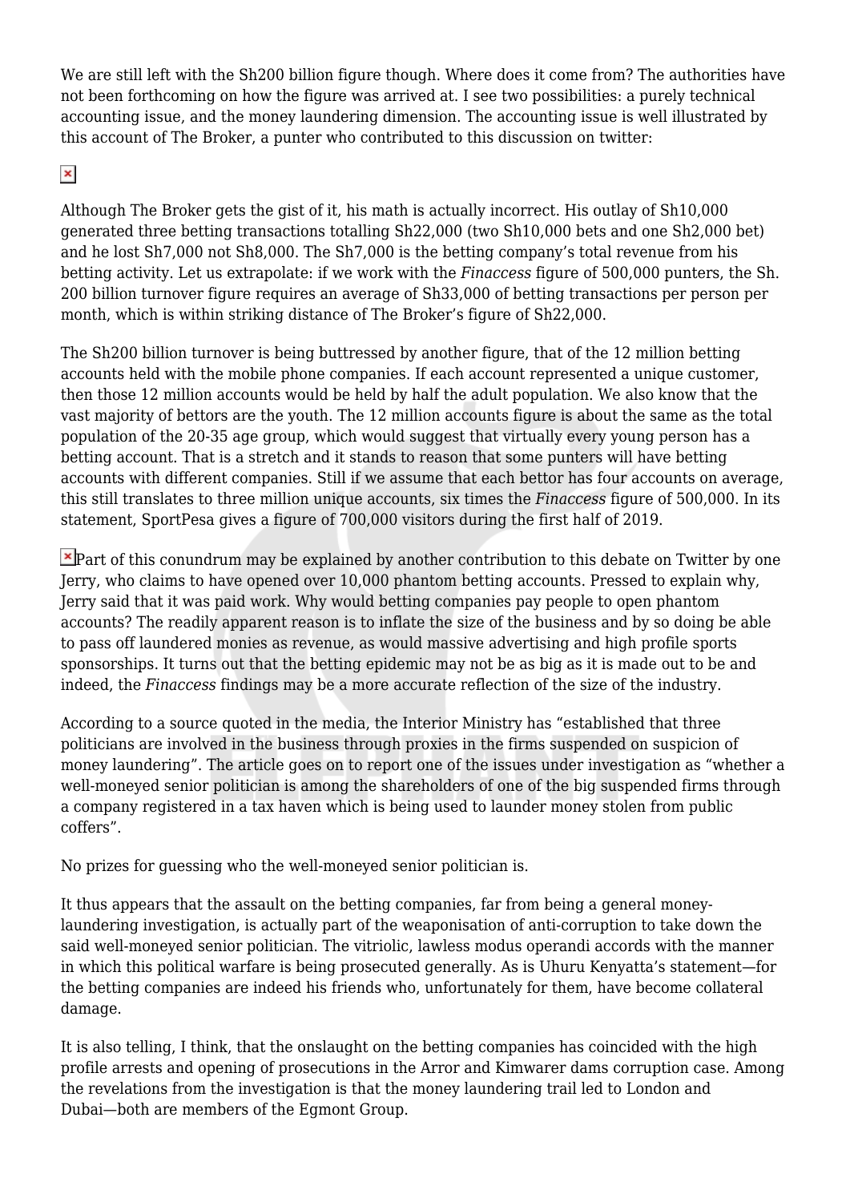We are still left with the Sh200 billion figure though. Where does it come from? The authorities have not been forthcoming on how the figure was arrived at. I see two possibilities: a purely technical accounting issue, and the money laundering dimension. The accounting issue is well illustrated by this account of The Broker, a punter who contributed to this discussion on twitter:

Although The Broker gets the gist of it, his math is actually incorrect. His outlay of Sh10,000 generated three betting transactions totalling Sh22,000 (two Sh10,000 bets and one Sh2,000 bet) and he lost Sh7,000 not Sh8,000. The Sh7,000 is the betting company's total revenue from his betting activity. Let us extrapolate: if we work with the *Finaccess* figure of 500,000 punters, the Sh. 200 billion turnover figure requires an average of Sh33,000 of betting transactions per person per month, which is within striking distance of The Broker's figure of Sh22,000.

The Sh200 billion turnover is being buttressed by another figure, that of the 12 million betting accounts held with the mobile phone companies. If each account represented a unique customer, then those 12 million accounts would be held by half the adult population. We also know that the vast majority of bettors are the youth. The 12 million accounts figure is about the same as the total population of the 20-35 age group, which would suggest that virtually every young person has a betting account. That is a stretch and it stands to reason that some punters will have betting accounts with different companies. Still if we assume that each bettor has four accounts on average, this still translates to three million unique accounts, six times the *Finaccess* figure of 500,000. In its statement, SportPesa gives a figure of 700,000 visitors during the first half of 2019.

Part of this conundrum may be explained by another contribution to this debate on Twitter by one Jerry, who claims to have opened over 10,000 phantom betting accounts. Pressed to explain why, Jerry said that it was paid work. Why would betting companies pay people to open phantom accounts? The readily apparent reason is to inflate the size of the business and by so doing be able to pass off laundered monies as revenue, as would massive advertising and high profile sports sponsorships. It turns out that the betting epidemic may not be as big as it is made out to be and indeed, the *Finaccess* findings may be a more accurate reflection of the size of the industry.

According to a source quoted in the media, the Interior Ministry has "established that three politicians are involved in the business through proxies in the firms suspended on suspicion of money laundering". The article goes on to report one of the issues under investigation as "whether a well-moneyed senior politician is among the shareholders of one of the big suspended firms through a company registered in a tax haven which is being used to launder money stolen from public coffers".

No prizes for guessing who the well-moneyed senior politician is.

It thus appears that the assault on the betting companies, far from being a general money-laundering investigation, is actually part of the weaponisation of anti-corruption to take down the said well-moneyed senior politician. The vitriolic, lawless modus operandi accords with the manner in which this political warfare is being prosecuted generally. As is Uhuru Kenyatta's statement—for the betting companies are indeed his friends who, unfortunately for them, have become collateral damage.

It is also telling, I think, that the onslaught on the betting companies has coincided with the high profile arrests and opening of prosecutions in the Arror and Kimwarer dams corruption case. Among the revelations from the investigation is that the money laundering trail led to London and Dubai—both are members of the Egmont Group.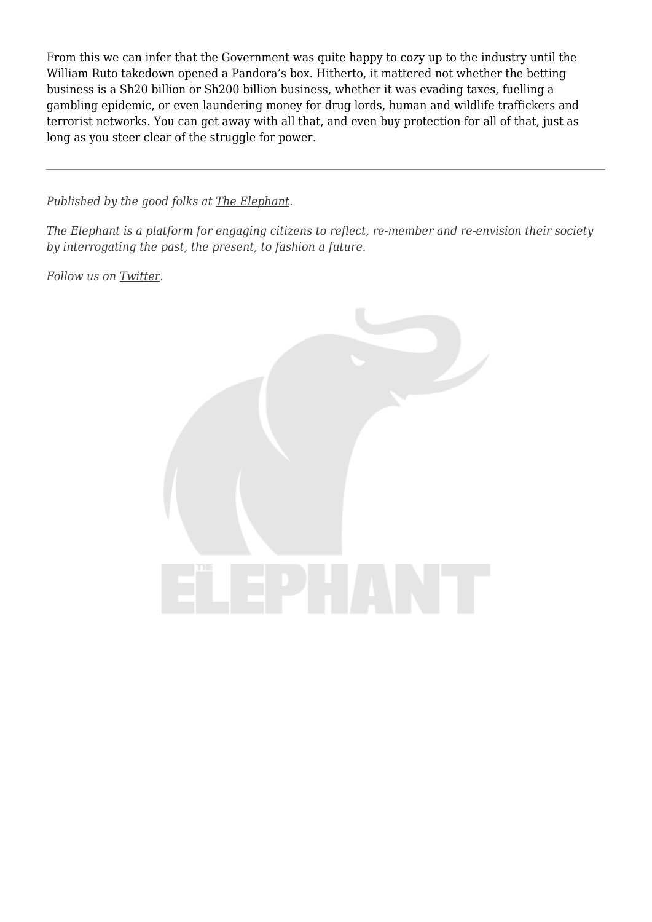From this we can infer that the Government was quite happy to cozy up to the industry until the William Ruto takedown opened a Pandora's box. Hitherto, it mattered not whether the betting business is a Sh20 billion or Sh200 billion business, whether it was evading taxes, fuelling a gambling epidemic, or even laundering money for drug lords, human and wildlife traffickers and terrorist networks. You can get away with all that, and even buy protection for all of that, just as long as you steer clear of the struggle for power.

---

*Published by the good folks at The Elephant.*

*The Elephant is a platform for engaging citizens to reflect, re-member and re-envision their society by interrogating the past, the present, to fashion a future.*

*Follow us on Twitter.*